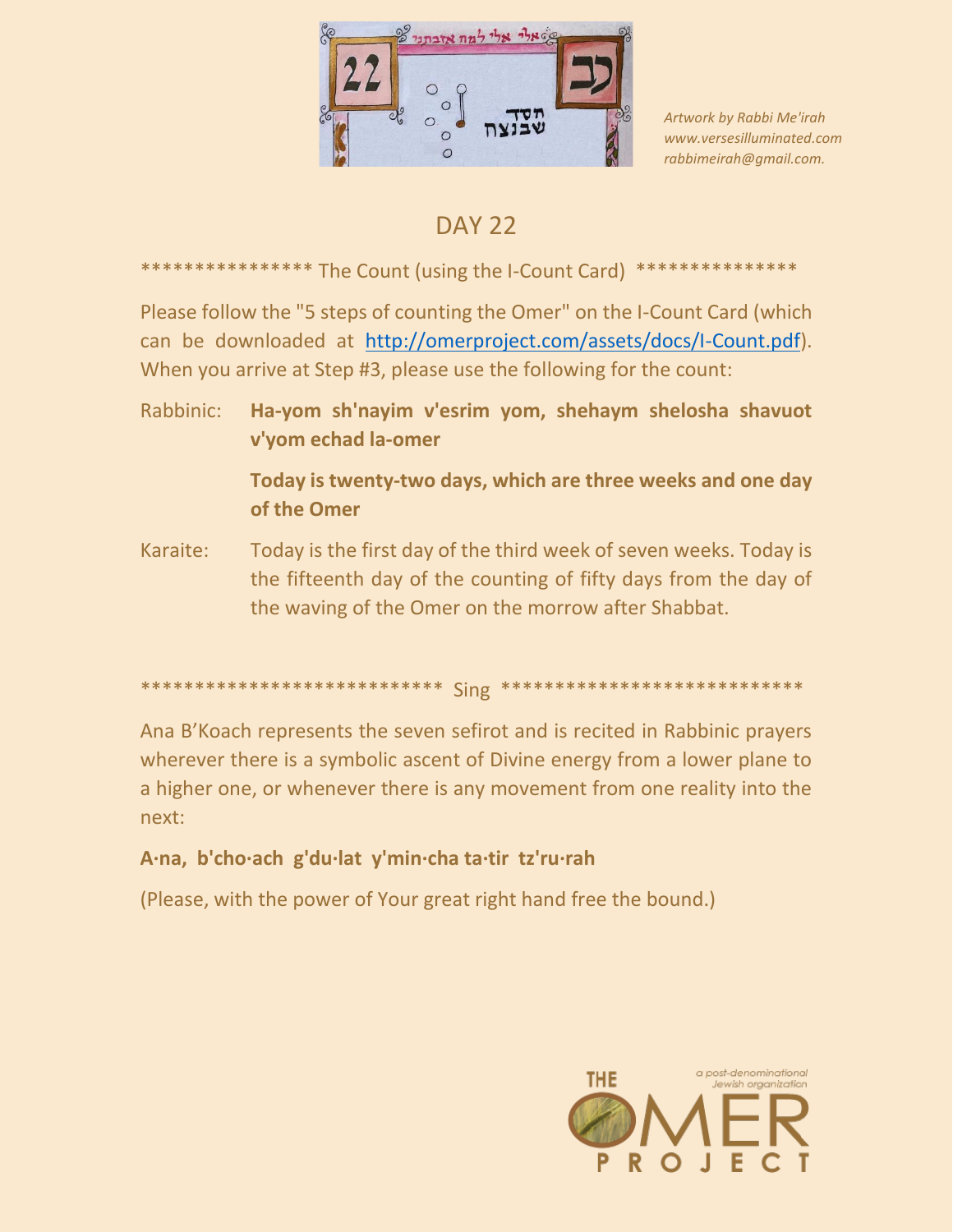Artwork by Rabbi Me'irah
www.versesilluminated.com
rabbimeirah@gmail.com.

# DAY 22

*************** The Count (using the I-Count Card) ***************

Please follow the "5 steps of counting the Omer" on the I-Count Card (which can be downloaded at http://omerproject.com/assets/docs/I-Count.pdf). When you arrive at Step #3, please use the following for the count:

Rabbinic: **Ha-yom sh'nayim v'esrim yom, shehaym shelosha shavuot v'yom echad la-omer**

**Today is twenty-two days, which are three weeks and one day of the Omer**

Karaite: Today is the first day of the third week of seven weeks. Today is the fifteenth day of the counting of fifty days from the day of the waving of the Omer on the morrow after Shabbat.

*************************** Sing ***************************

Ana B'Koach represents the seven sefirot and is recited in Rabbinic prayers wherever there is a symbolic ascent of Divine energy from a lower plane to a higher one, or whenever there is any movement from one reality into the next:

**A·na, b'cho·ach g'du·lat y'min·cha ta·tir tz'ru·rah**

(Please, with the power of Your great right hand free the bound.)

THE OMER PROJECT
a post-denominational Jewish organization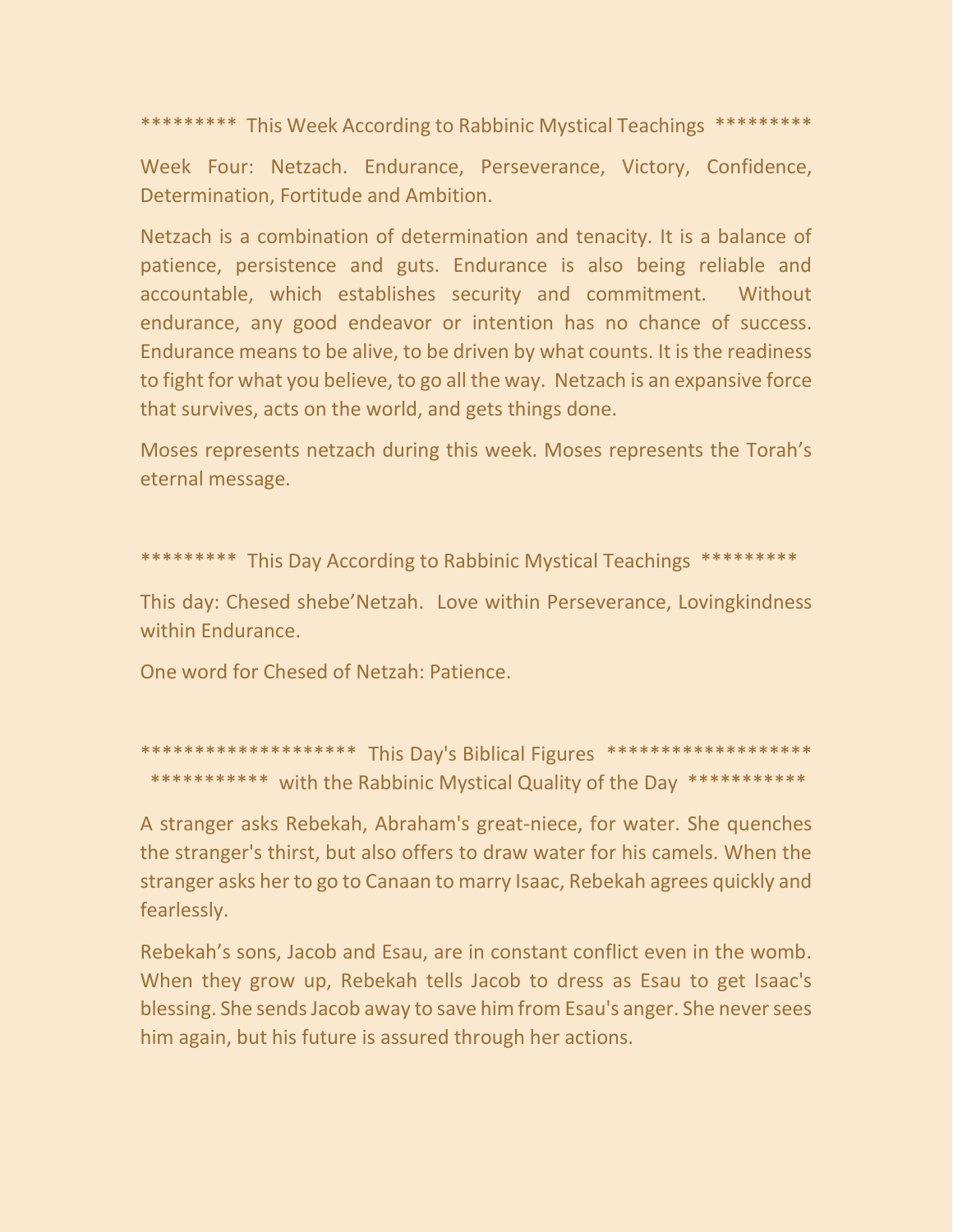********* This Week According to Rabbinic Mystical Teachings *********

Week Four: Netzach. Endurance, Perseverance, Victory, Confidence, Determination, Fortitude and Ambition.

Netzach is a combination of determination and tenacity. It is a balance of patience, persistence and guts. Endurance is also being reliable and accountable, which establishes security and commitment. Without endurance, any good endeavor or intention has no chance of success. Endurance means to be alive, to be driven by what counts. It is the readiness to fight for what you believe, to go all the way. Netzach is an expansive force that survives, acts on the world, and gets things done.

Moses represents netzach during this week. Moses represents the Torah's eternal message.

********* This Day According to Rabbinic Mystical Teachings *********

This day: Chesed shebe'Netzah. Love within Perseverance, Lovingkindness within Endurance.

One word for Chesed of Netzah: Patience.

******************** This Day's Biblical Figures *******************
*********** with the Rabbinic Mystical Quality of the Day ***********

A stranger asks Rebekah, Abraham's great-niece, for water. She quenches the stranger's thirst, but also offers to draw water for his camels. When the stranger asks her to go to Canaan to marry Isaac, Rebekah agrees quickly and fearlessly.

Rebekah's sons, Jacob and Esau, are in constant conflict even in the womb. When they grow up, Rebekah tells Jacob to dress as Esau to get Isaac's blessing. She sends Jacob away to save him from Esau's anger. She never sees him again, but his future is assured through her actions.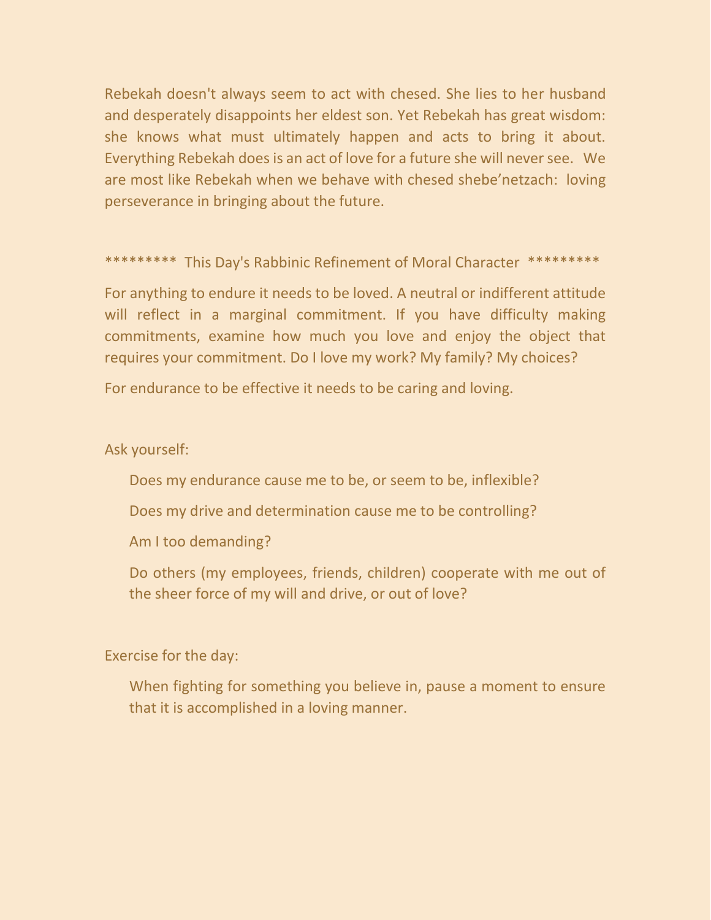Rebekah doesn't always seem to act with chesed. She lies to her husband and desperately disappoints her eldest son. Yet Rebekah has great wisdom: she knows what must ultimately happen and acts to bring it about. Everything Rebekah does is an act of love for a future she will never see. We are most like Rebekah when we behave with chesed shebe'netzach: loving perseverance in bringing about the future.

********* This Day's Rabbinic Refinement of Moral Character *********

For anything to endure it needs to be loved. A neutral or indifferent attitude will reflect in a marginal commitment. If you have difficulty making commitments, examine how much you love and enjoy the object that requires your commitment. Do I love my work? My family? My choices?

For endurance to be effective it needs to be caring and loving.

Ask yourself:

> Does my endurance cause me to be, or seem to be, inflexible?
>
> Does my drive and determination cause me to be controlling?
>
> Am I too demanding?
>
> Do others (my employees, friends, children) cooperate with me out of the sheer force of my will and drive, or out of love?

Exercise for the day:

> When fighting for something you believe in, pause a moment to ensure that it is accomplished in a loving manner.